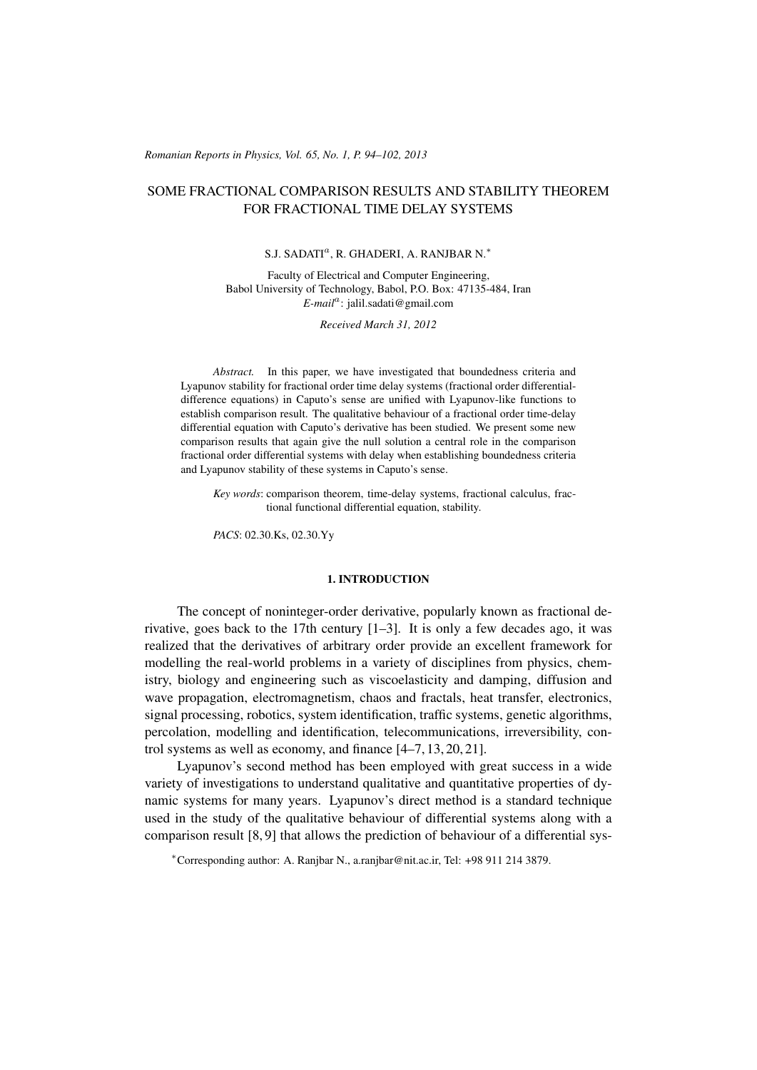# SOME FRACTIONAL COMPARISON RESULTS AND STABILITY THEOREM FOR FRACTIONAL TIME DELAY SYSTEMS

S.J. SADATI[a], R. GHADERI, A. RANJBAR N.[*]

Faculty of Electrical and Computer Engineering,
Babol University of Technology, Babol, P.O. Box: 47135-484, Iran
*E-mail*[a]: jalil.sadati@gmail.com

*Received March 31, 2012*

*Abstract.* In this paper, we have investigated that boundedness criteria and Lyapunov stability for fractional order time delay systems (fractional order differential-difference equations) in Caputo's sense are unified with Lyapunov-like functions to establish comparison result. The qualitative behaviour of a fractional order time-delay differential equation with Caputo's derivative has been studied. We present some new comparison results that again give the null solution a central role in the comparison fractional order differential systems with delay when establishing boundedness criteria and Lyapunov stability of these systems in Caputo's sense.

*Key words*: comparison theorem, time-delay systems, fractional calculus, fractional functional differential equation, stability.

*PACS*: 02.30.Ks, 02.30.Yy

## 1. INTRODUCTION

The concept of noninteger-order derivative, popularly known as fractional derivative, goes back to the 17th century [1–3]. It is only a few decades ago, it was realized that the derivatives of arbitrary order provide an excellent framework for modelling the real-world problems in a variety of disciplines from physics, chemistry, biology and engineering such as viscoelasticity and damping, diffusion and wave propagation, electromagnetism, chaos and fractals, heat transfer, electronics, signal processing, robotics, system identification, traffic systems, genetic algorithms, percolation, modelling and identification, telecommunications, irreversibility, control systems as well as economy, and finance [4–7, 13, 20, 21].

Lyapunov's second method has been employed with great success in a wide variety of investigations to understand qualitative and quantitative properties of dynamic systems for many years. Lyapunov's direct method is a standard technique used in the study of the qualitative behaviour of differential systems along with a comparison result [8, 9] that allows the prediction of behaviour of a differential sys-

[*]Corresponding author: A. Ranjbar N., a.ranjbar@nit.ac.ir, Tel: +98 911 214 3879.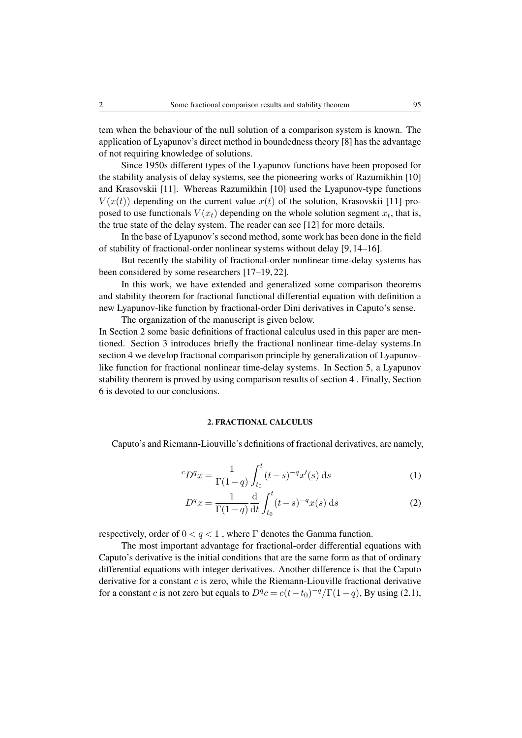tem when the behaviour of the null solution of a comparison system is known. The application of Lyapunov's direct method in boundedness theory [8] has the advantage of not requiring knowledge of solutions.

Since 1950s different types of the Lyapunov functions have been proposed for the stability analysis of delay systems, see the pioneering works of Razumikhin [10] and Krasovskii [11]. Whereas Razumikhin [10] used the Lyapunov-type functions $V(x(t))$ depending on the current value $x(t)$ of the solution, Krasovskii [11] proposed to use functionals $V(x_t)$ depending on the whole solution segment $x_t$, that is, the true state of the delay system. The reader can see [12] for more details.

In the base of Lyapunov's second method, some work has been done in the field of stability of fractional-order nonlinear systems without delay [9, 14–16].

But recently the stability of fractional-order nonlinear time-delay systems has been considered by some researchers [17–19, 22].

In this work, we have extended and generalized some comparison theorems and stability theorem for fractional functional differential equation with definition a new Lyapunov-like function by fractional-order Dini derivatives in Caputo's sense.

The organization of the manuscript is given below.
In Section 2 some basic definitions of fractional calculus used in this paper are mentioned. Section 3 introduces briefly the fractional nonlinear time-delay systems.In section 4 we develop fractional comparison principle by generalization of Lyapunov-like function for fractional nonlinear time-delay systems. In Section 5, a Lyapunov stability theorem is proved by using comparison results of section 4 . Finally, Section 6 is devoted to our conclusions.

## 2. FRACTIONAL CALCULUS

Caputo's and Riemann-Liouville's definitions of fractional derivatives, are namely,

$$^{c}D^{q}x = \frac{1}{\Gamma(1-q)}\int_{t_0}^{t}(t-s)^{-q}x'(s)\,\mathrm{d}s \tag{1}$$

$$D^{q}x = \frac{1}{\Gamma(1-q)}\frac{\mathrm{d}}{\mathrm{d}t}\int_{t_0}^{t}(t-s)^{-q}x(s)\,\mathrm{d}s \tag{2}$$

respectively, order of $0 < q < 1$ , where $\Gamma$ denotes the Gamma function.

The most important advantage for fractional-order differential equations with Caputo's derivative is the initial conditions that are the same form as that of ordinary differential equations with integer derivatives. Another difference is that the Caputo derivative for a constant $c$ is zero, while the Riemann-Liouville fractional derivative for a constant $c$ is not zero but equals to $D^{q}c = c(t-t_0)^{-q}/\Gamma(1-q)$, By using (2.1),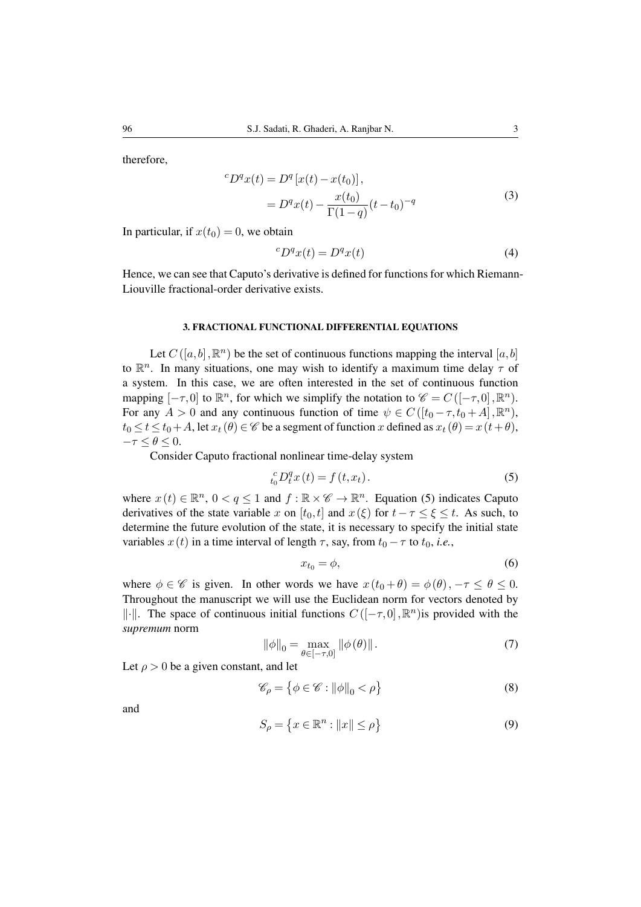therefore,

$$
\begin{aligned}
{}^{c}D^{q}x(t) &= D^{q}\left[x(t)-x(t_0)\right], \\
&= D^{q}x(t) - \frac{x(t_0)}{\Gamma(1-q)}(t-t_0)^{-q}
\end{aligned}
\tag{3}
$$

In particular, if $x(t_0) = 0$, we obtain

$$
{}^{c}D^{q}x(t) = D^{q}x(t) \tag{4}
$$

Hence, we can see that Caputo's derivative is defined for functions for which Riemann-Liouville fractional-order derivative exists.

### 3. FRACTIONAL FUNCTIONAL DIFFERENTIAL EQUATIONS

Let $C([a,b],\mathbb{R}^n)$ be the set of continuous functions mapping the interval $[a,b]$ to $\mathbb{R}^n$. In many situations, one may wish to identify a maximum time delay $\tau$ of a system. In this case, we are often interested in the set of continuous function mapping $[-\tau,0]$ to $\mathbb{R}^n$, for which we simplify the notation to $\mathscr{C} = C([-\tau,0],\mathbb{R}^n)$. For any $A > 0$ and any continuous function of time $\psi \in C([t_0-\tau,t_0+A],\mathbb{R}^n)$, $t_0 \le t \le t_0+A$, let $x_t(\theta) \in \mathscr{C}$ be a segment of function $x$ defined as $x_t(\theta) = x(t+\theta)$, $-\tau \le \theta \le 0$.

Consider Caputo fractional nonlinear time-delay system

$$
{}_{t_0}^{c}D_t^{q}x(t) = f(t,x_t). \tag{5}
$$

where $x(t) \in \mathbb{R}^n$, $0 < q \le 1$ and $f : \mathbb{R}\times\mathscr{C} \to \mathbb{R}^n$. Equation (5) indicates Caputo derivatives of the state variable $x$ on $[t_0,t]$ and $x(\xi)$ for $t-\tau \le \xi \le t$. As such, to determine the future evolution of the state, it is necessary to specify the initial state variables $x(t)$ in a time interval of length $\tau$, say, from $t_0-\tau$ to $t_0$, *i.e.*,

$$
x_{t_0} = \phi, \tag{6}
$$

where $\phi \in \mathscr{C}$ is given. In other words we have $x(t_0+\theta) = \phi(\theta)$, $-\tau \le \theta \le 0$. Throughout the manuscript we will use the Euclidean norm for vectors denoted by $\|\cdot\|$. The space of continuous initial functions $C([-\tau,0],\mathbb{R}^n)$is provided with the *supremum* norm

$$
\|\phi\|_0 = \max_{\theta\in[-\tau,0]} \|\phi(\theta)\|. \tag{7}
$$

Let $\rho > 0$ be a given constant, and let

$$
\mathscr{C}_\rho = \left\{\phi \in \mathscr{C} : \|\phi\|_0 < \rho\right\} \tag{8}
$$

and

$$
S_\rho = \left\{x \in \mathbb{R}^n : \|x\| \le \rho\right\} \tag{9}
$$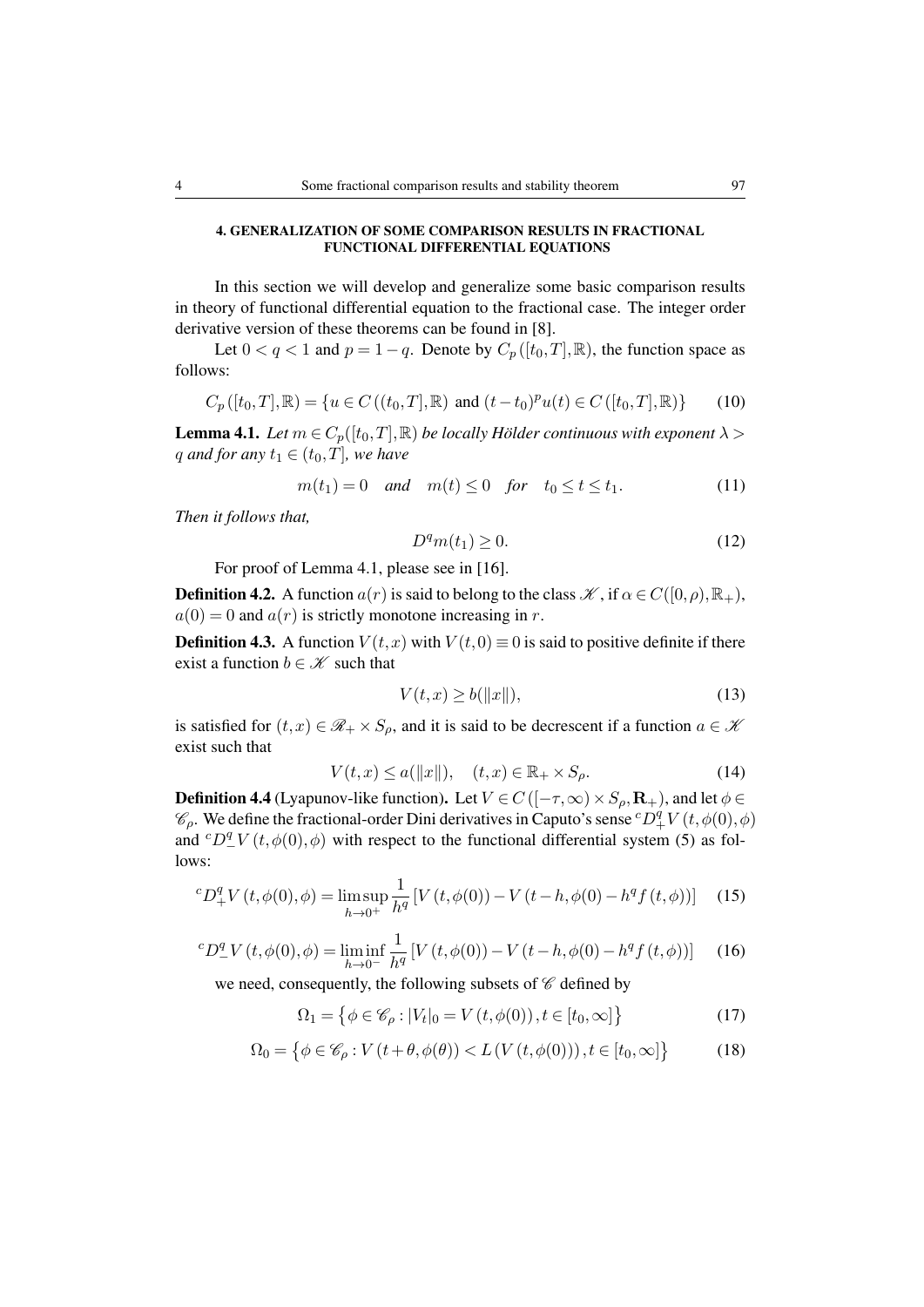#### 4. GENERALIZATION OF SOME COMPARISON RESULTS IN FRACTIONAL FUNCTIONAL DIFFERENTIAL EQUATIONS

In this section we will develop and generalize some basic comparison results in theory of functional differential equation to the fractional case. The integer order derivative version of these theorems can be found in [8].

Let $0 < q < 1$ and $p = 1 - q$. Denote by $C_p([t_0, T], \mathbb{R})$, the function space as follows:

$$C_p([t_0, T], \mathbb{R}) = \{u \in C((t_0, T], \mathbb{R}) \text{ and } (t - t_0)^p u(t) \in C([t_0, T], \mathbb{R})\} \tag{10}$$

**Lemma 4.1.** *Let $m \in C_p([t_0, T], \mathbb{R})$ be locally Hölder continuous with exponent $\lambda > q$ and for any $t_1 \in (t_0, T]$, we have*

$$m(t_1) = 0 \quad \textit{and} \quad m(t) \leq 0 \quad \textit{for} \quad t_0 \leq t \leq t_1. \tag{11}$$

*Then it follows that,*

$$D^q m(t_1) \geq 0. \tag{12}$$

For proof of Lemma 4.1, please see in [16].

**Definition 4.2.** A function $a(r)$ is said to belong to the class $\mathscr{K}$, if $\alpha \in C([0, \rho), \mathbb{R}_+)$, $a(0) = 0$ and $a(r)$ is strictly monotone increasing in $r$.

**Definition 4.3.** A function $V(t, x)$ with $V(t, 0) \equiv 0$ is said to positive definite if there exist a function $b \in \mathscr{K}$ such that

$$V(t, x) \geq b(\|x\|), \tag{13}$$

is satisfied for $(t, x) \in \mathscr{R}_+ \times S_\rho$, and it is said to be decrescent if a function $a \in \mathscr{K}$ exist such that

$$V(t, x) \leq a(\|x\|), \quad (t, x) \in \mathbb{R}_+ \times S_\rho. \tag{14}$$

**Definition 4.4** (Lyapunov-like function)**.** Let $V \in C([-\tau, \infty) \times S_\rho, \mathbf{R}_+)$, and let $\phi \in \mathscr{C}_\rho$. We define the fractional-order Dini derivatives in Caputo's sense ${}^cD^q_+ V(t, \phi(0), \phi)$ and ${}^cD^q_- V(t, \phi(0), \phi)$ with respect to the functional differential system (5) as follows:

$${}^cD^q_+ V(t, \phi(0), \phi) = \limsup_{h \to 0^+} \frac{1}{h^q} [V(t, \phi(0)) - V(t - h, \phi(0) - h^q f(t, \phi))] \tag{15}$$

$${}^cD^q_- V(t, \phi(0), \phi) = \liminf_{h \to 0^-} \frac{1}{h^q} [V(t, \phi(0)) - V(t - h, \phi(0) - h^q f(t, \phi))] \tag{16}$$

we need, consequently, the following subsets of $\mathscr{C}$ defined by

$$\Omega_1 = \left\{\phi \in \mathscr{C}_\rho : |V_t|_0 = V(t, \phi(0)), t \in [t_0, \infty]\right\} \tag{17}$$

$$\Omega_0 = \left\{\phi \in \mathscr{C}_\rho : V(t + \theta, \phi(\theta)) < L(V(t, \phi(0))), t \in [t_0, \infty]\right\} \tag{18}$$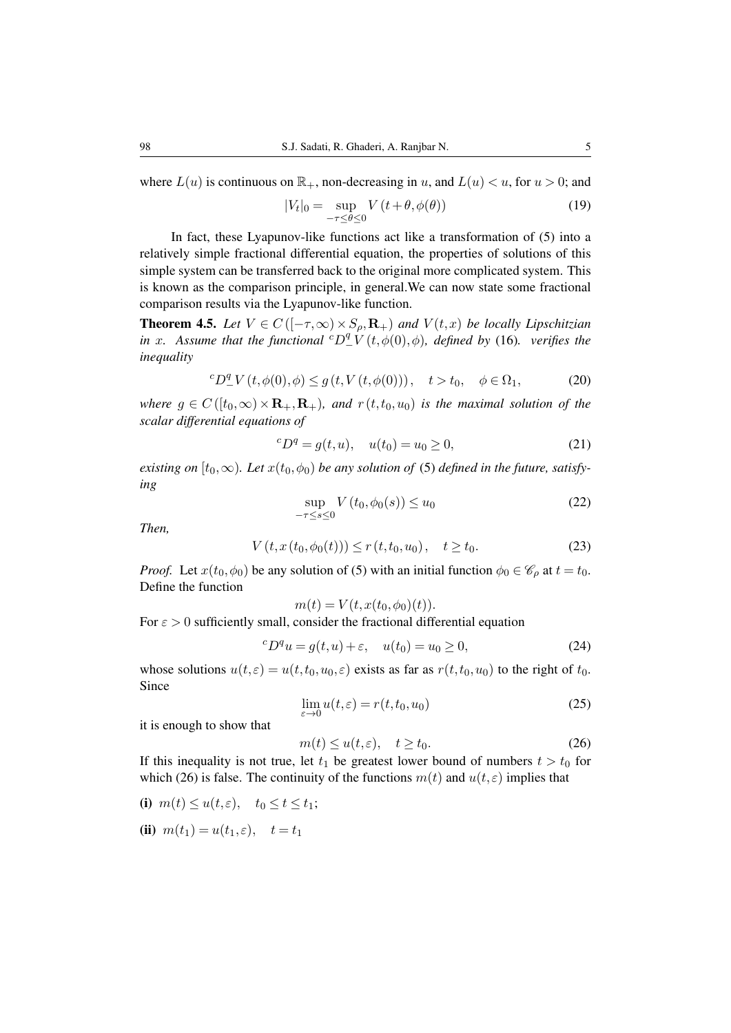where $L(u)$ is continuous on $\mathbb{R}_+$, non-decreasing in $u$, and $L(u) < u$, for $u > 0$; and

$$|V_t|_0 = \sup_{-\tau \le \theta \le 0} V(t+\theta, \phi(\theta)) \tag{19}$$

In fact, these Lyapunov-like functions act like a transformation of (5) into a relatively simple fractional differential equation, the properties of solutions of this simple system can be transferred back to the original more complicated system. This is known as the comparison principle, in general.We can now state some fractional comparison results via the Lyapunov-like function.

**Theorem 4.5.** *Let $V \in C([-\tau,\infty) \times S_\rho, \mathbf{R}_+)$ and $V(t,x)$ be locally Lipschitzian in $x$. Assume that the functional ${}^cD^q_- V(t,\phi(0),\phi)$, defined by* (16)*. verifies the inequality*

$${}^cD^q_- V(t,\phi(0),\phi) \le g(t, V(t,\phi(0))), \quad t > t_0, \quad \phi \in \Omega_1, \tag{20}$$

*where $g \in C([t_0,\infty) \times \mathbf{R}_+, \mathbf{R}_+)$, and $r(t,t_0,u_0)$ is the maximal solution of the scalar differential equations of*

$${}^cD^q = g(t,u), \quad u(t_0) = u_0 \ge 0, \tag{21}$$

*existing on $[t_0,\infty)$. Let $x(t_0,\phi_0)$ be any solution of* (5) *defined in the future, satisfying*

$$\sup_{-\tau \le s \le 0} V(t_0, \phi_0(s)) \le u_0 \tag{22}$$

*Then,*

$$V(t, x(t_0,\phi_0(t))) \le r(t,t_0,u_0), \quad t \ge t_0. \tag{23}$$

*Proof.* Let $x(t_0,\phi_0)$ be any solution of (5) with an initial function $\phi_0 \in \mathscr{C}_\rho$ at $t = t_0$. Define the function

$$m(t) = V(t, x(t_0,\phi_0)(t)).$$

For $\varepsilon > 0$ sufficiently small, consider the fractional differential equation

$${}^cD^q u = g(t,u) + \varepsilon, \quad u(t_0) = u_0 \ge 0, \tag{24}$$

whose solutions $u(t,\varepsilon) = u(t,t_0,u_0,\varepsilon)$ exists as far as $r(t,t_0,u_0)$ to the right of $t_0$. Since

$$\lim_{\varepsilon \to 0} u(t,\varepsilon) = r(t,t_0,u_0) \tag{25}$$

it is enough to show that

$$m(t) \le u(t,\varepsilon), \quad t \ge t_0. \tag{26}$$

If this inequality is not true, let $t_1$ be greatest lower bound of numbers $t > t_0$ for which (26) is false. The continuity of the functions $m(t)$ and $u(t,\varepsilon)$ implies that

**(i)** $m(t) \le u(t,\varepsilon), \quad t_0 \le t \le t_1$;

**(ii)** $m(t_1) = u(t_1,\varepsilon), \quad t = t_1$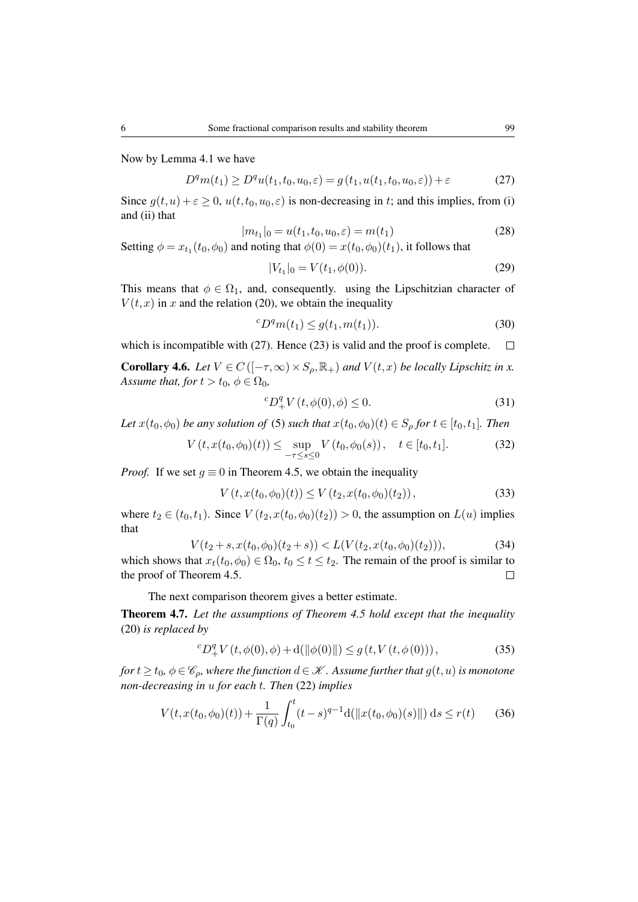Now by Lemma 4.1 we have

$$D^q m(t_1) \geq D^q u(t_1, t_0, u_0, \varepsilon) = g\left(t_1, u(t_1, t_0, u_0, \varepsilon)\right) + \varepsilon \tag{27}$$

Since $g(t,u) + \varepsilon \geq 0$, $u(t, t_0, u_0, \varepsilon)$ is non-decreasing in $t$; and this implies, from (i) and (ii) that

$$|m_{t_1}|_0 = u(t_1, t_0, u_0, \varepsilon) = m(t_1) \tag{28}$$

Setting $\phi = x_{t_1}(t_0, \phi_0)$ and noting that $\phi(0) = x(t_0, \phi_0)(t_1)$, it follows that

$$|V_{t_1}|_0 = V(t_1, \phi(0)). \tag{29}$$

This means that $\phi \in \Omega_1$, and, consequently. using the Lipschitzian character of $V(t,x)$ in $x$ and the relation (20), we obtain the inequality

$${}^c D^q m(t_1) \leq g(t_1, m(t_1)). \tag{30}$$

which is incompatible with (27). Hence (23) is valid and the proof is complete. $\square$

**Corollary 4.6.** *Let $V \in C\left([-\tau, \infty) \times S_\rho, \mathbb{R}_+\right)$ and $V(t,x)$ be locally Lipschitz in x. Assume that, for $t > t_0$, $\phi \in \Omega_0$,*

$${}^c D^q_+ V\left(t, \phi(0), \phi\right) \leq 0. \tag{31}$$

*Let $x(t_0, \phi_0)$ be any solution of* (5) *such that $x(t_0, \phi_0)(t) \in S_\rho$ for $t \in [t_0, t_1]$. Then*

$$V\left(t, x(t_0, \phi_0)(t)\right) \leq \sup_{-\tau \leq s \leq 0} V\left(t_0, \phi_0(s)\right), \quad t \in [t_0, t_1]. \tag{32}$$

*Proof.* If we set $g \equiv 0$ in Theorem 4.5, we obtain the inequality

$$V\left(t, x(t_0, \phi_0)(t)\right) \leq V\left(t_2, x(t_0, \phi_0)(t_2)\right), \tag{33}$$

where $t_2 \in (t_0, t_1)$. Since $V\left(t_2, x(t_0, \phi_0)(t_2)\right) > 0$, the assumption on $L(u)$ implies that

$$V(t_2 + s, x(t_0, \phi_0)(t_2 + s)) < L(V(t_2, x(t_0, \phi_0)(t_2))), \tag{34}$$

which shows that $x_t(t_0, \phi_0) \in \Omega_0$, $t_0 \leq t \leq t_2$. The remain of the proof is similar to the proof of Theorem 4.5. $\square$

The next comparison theorem gives a better estimate.

**Theorem 4.7.** *Let the assumptions of Theorem 4.5 hold except that the inequality* (20) *is replaced by*

$${}^c D^q_+ V\left(t, \phi(0), \phi\right) + \mathrm{d}(\|\phi(0)\|) \leq g\left(t, V\left(t, \phi(0)\right)\right), \tag{35}$$

*for $t \geq t_0$, $\phi \in \mathscr{C}_\rho$, where the function $d \in \mathscr{K}$. Assume further that $g(t,u)$ is monotone non-decreasing in $u$ for each $t$. Then* (22) *implies*

$$V(t, x(t_0, \phi_0)(t)) + \frac{1}{\Gamma(q)} \int_{t_0}^{t} (t-s)^{q-1} \mathrm{d}(\|x(t_0, \phi_0)(s)\|) \, \mathrm{d}s \leq r(t) \tag{36}$$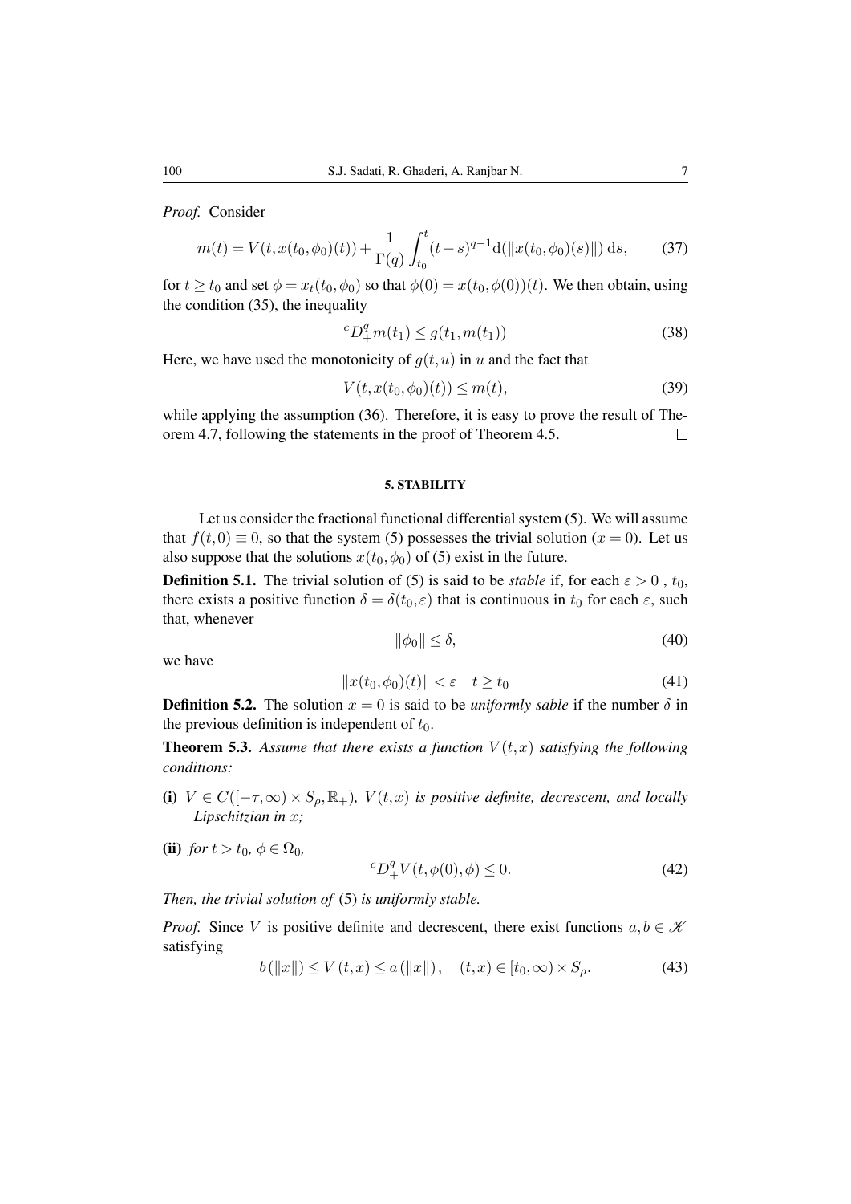*Proof.* Consider

$$m(t) = V(t, x(t_0, \phi_0)(t)) + \frac{1}{\Gamma(q)} \int_{t_0}^{t} (t-s)^{q-1} \mathrm{d}(\|x(t_0, \phi_0)(s)\|) \, \mathrm{d}s, \tag{37}$$

for $t \geq t_0$ and set $\phi = x_t(t_0, \phi_0)$ so that $\phi(0) = x(t_0, \phi(0))(t)$. We then obtain, using the condition (35), the inequality

$${}^{c}D_{+}^{q} m(t_1) \leq g(t_1, m(t_1)) \tag{38}$$

Here, we have used the monotonicity of $g(t, u)$ in $u$ and the fact that

$$V(t, x(t_0, \phi_0)(t)) \leq m(t), \tag{39}$$

while applying the assumption (36). Therefore, it is easy to prove the result of Theorem 4.7, following the statements in the proof of Theorem 4.5. □

## 5. STABILITY

Let us consider the fractional functional differential system (5). We will assume that $f(t, 0) \equiv 0$, so that the system (5) possesses the trivial solution ($x = 0$). Let us also suppose that the solutions $x(t_0, \phi_0)$ of (5) exist in the future.

**Definition 5.1.** The trivial solution of (5) is said to be *stable* if, for each $\varepsilon > 0$ , $t_0$, there exists a positive function $\delta = \delta(t_0, \varepsilon)$ that is continuous in $t_0$ for each $\varepsilon$, such that, whenever

$$\|\phi_0\| \leq \delta, \tag{40}$$

we have

$$\|x(t_0, \phi_0)(t)\| < \varepsilon \quad t \geq t_0 \tag{41}$$

**Definition 5.2.** The solution $x = 0$ is said to be *uniformly sable* if the number $\delta$ in the previous definition is independent of $t_0$.

**Theorem 5.3.** *Assume that there exists a function $V(t, x)$ satisfying the following conditions:*

**(i)** *$V \in C([-\tau, \infty) \times S_\rho, \mathbb{R}_+)$, $V(t, x)$ is positive definite, decrescent, and locally Lipschitzian in $x$;*

**(ii)** *for $t > t_0$, $\phi \in \Omega_0$,*

$${}^{c}D_{+}^{q} V(t, \phi(0), \phi) \leq 0. \tag{42}$$

*Then, the trivial solution of* (5) *is uniformly stable.*

*Proof.* Since $V$ is positive definite and decrescent, there exist functions $a, b \in \mathscr{K}$ satisfying

$$b(\|x\|) \leq V(t, x) \leq a(\|x\|), \quad (t, x) \in [t_0, \infty) \times S_\rho. \tag{43}$$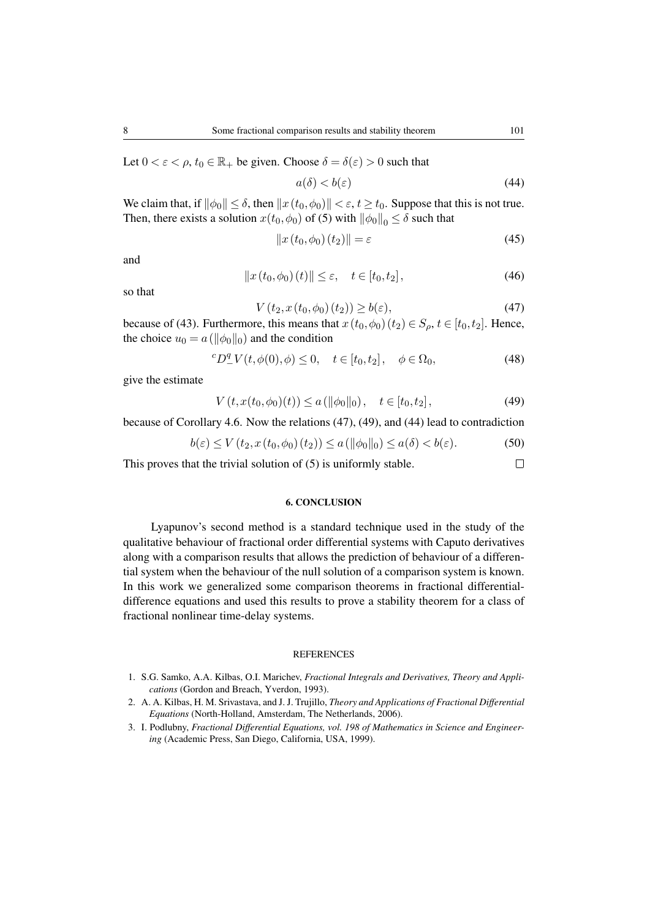Let $0 < \varepsilon < \rho$, $t_0 \in \mathbb{R}_+$ be given. Choose $\delta = \delta(\varepsilon) > 0$ such that

$$a(\delta) < b(\varepsilon) \tag{44}$$

We claim that, if $\|\phi_0\| \leq \delta$, then $\|x(t_0, \phi_0)\| < \varepsilon$, $t \geq t_0$. Suppose that this is not true. Then, there exists a solution $x(t_0, \phi_0)$ of (5) with $\|\phi_0\|_0 \leq \delta$ such that

$$\|x(t_0, \phi_0)(t_2)\| = \varepsilon \tag{45}$$

and

$$\|x(t_0, \phi_0)(t)\| \leq \varepsilon, \quad t \in [t_0, t_2], \tag{46}$$

so that

$$V(t_2, x(t_0, \phi_0)(t_2)) \geq b(\varepsilon), \tag{47}$$

because of (43). Furthermore, this means that $x(t_0, \phi_0)(t_2) \in S_\rho$, $t \in [t_0, t_2]$. Hence, the choice $u_0 = a(\|\phi_0\|_0)$ and the condition

$${}^cD_-^q V(t, \phi(0), \phi) \leq 0, \quad t \in [t_0, t_2], \quad \phi \in \Omega_0, \tag{48}$$

give the estimate

$$V(t, x(t_0, \phi_0)(t)) \leq a(\|\phi_0\|_0), \quad t \in [t_0, t_2], \tag{49}$$

because of Corollary 4.6. Now the relations (47), (49), and (44) lead to contradiction

$$b(\varepsilon) \leq V(t_2, x(t_0, \phi_0)(t_2)) \leq a(\|\phi_0\|_0) \leq a(\delta) < b(\varepsilon). \tag{50}$$

This proves that the trivial solution of (5) is uniformly stable. $\square$

## 6. CONCLUSION

Lyapunov's second method is a standard technique used in the study of the qualitative behaviour of fractional order differential systems with Caputo derivatives along with a comparison results that allows the prediction of behaviour of a differential system when the behaviour of the null solution of a comparison system is known. In this work we generalized some comparison theorems in fractional differential-difference equations and used this results to prove a stability theorem for a class of fractional nonlinear time-delay systems.

## REFERENCES

1. S.G. Samko, A.A. Kilbas, O.I. Marichev, *Fractional Integrals and Derivatives, Theory and Applications* (Gordon and Breach, Yverdon, 1993).
2. A. A. Kilbas, H. M. Srivastava, and J. J. Trujillo, *Theory and Applications of Fractional Differential Equations* (North-Holland, Amsterdam, The Netherlands, 2006).
3. I. Podlubny, *Fractional Differential Equations, vol. 198 of Mathematics in Science and Engineering* (Academic Press, San Diego, California, USA, 1999).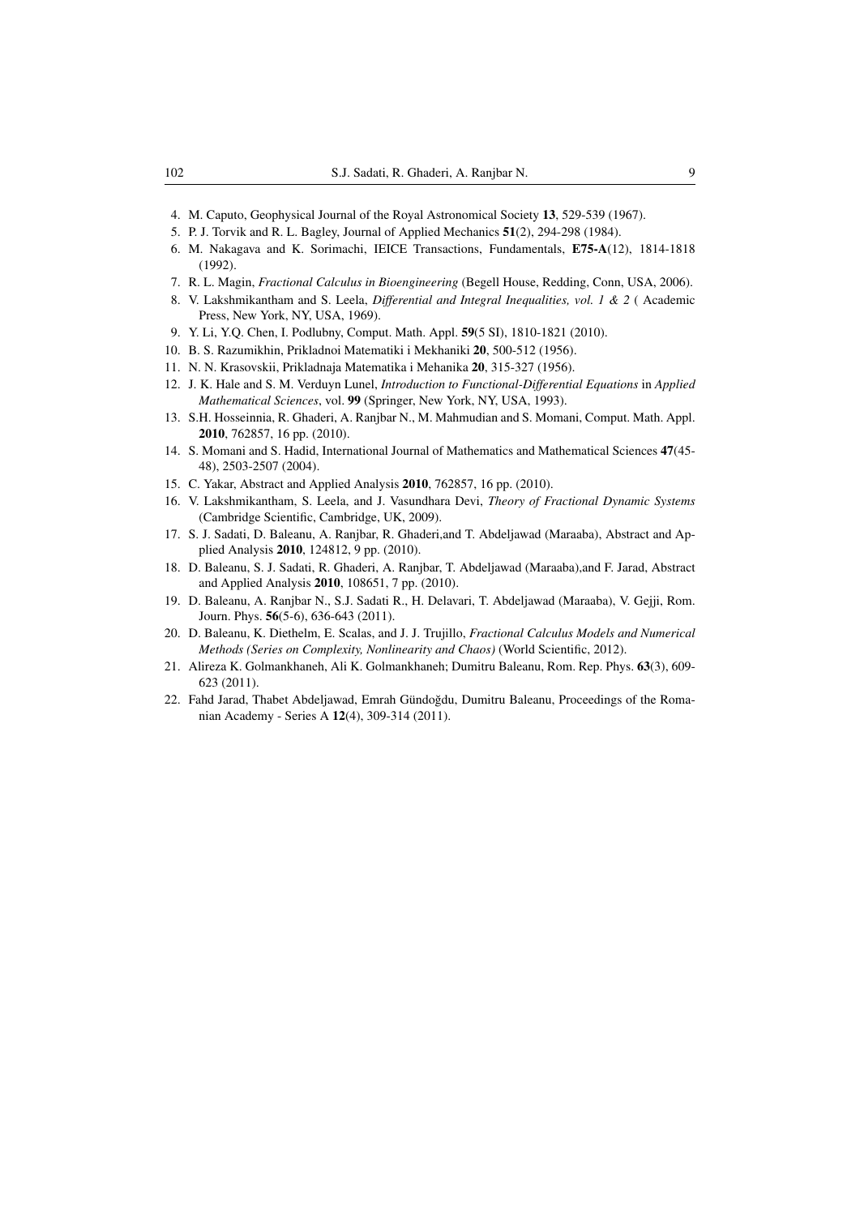4. M. Caputo, Geophysical Journal of the Royal Astronomical Society **13**, 529-539 (1967).
5. P. J. Torvik and R. L. Bagley, Journal of Applied Mechanics **51**(2), 294-298 (1984).
6. M. Nakagava and K. Sorimachi, IEICE Transactions, Fundamentals, **E75-A**(12), 1814-1818 (1992).
7. R. L. Magin, *Fractional Calculus in Bioengineering* (Begell House, Redding, Conn, USA, 2006).
8. V. Lakshmikantham and S. Leela, *Differential and Integral Inequalities, vol. 1 & 2* ( Academic Press, New York, NY, USA, 1969).
9. Y. Li, Y.Q. Chen, I. Podlubny, Comput. Math. Appl. **59**(5 SI), 1810-1821 (2010).
10. B. S. Razumikhin, Prikladnoi Matematiki i Mekhaniki **20**, 500-512 (1956).
11. N. N. Krasovskii, Prikladnaja Matematika i Mehanika **20**, 315-327 (1956).
12. J. K. Hale and S. M. Verduyn Lunel, *Introduction to Functional-Differential Equations* in *Applied Mathematical Sciences*, vol. **99** (Springer, New York, NY, USA, 1993).
13. S.H. Hosseinnia, R. Ghaderi, A. Ranjbar N., M. Mahmudian and S. Momani, Comput. Math. Appl. **2010**, 762857, 16 pp. (2010).
14. S. Momani and S. Hadid, International Journal of Mathematics and Mathematical Sciences **47**(45-48), 2503-2507 (2004).
15. C. Yakar, Abstract and Applied Analysis **2010**, 762857, 16 pp. (2010).
16. V. Lakshmikantham, S. Leela, and J. Vasundhara Devi, *Theory of Fractional Dynamic Systems* (Cambridge Scientific, Cambridge, UK, 2009).
17. S. J. Sadati, D. Baleanu, A. Ranjbar, R. Ghaderi,and T. Abdeljawad (Maraaba), Abstract and Applied Analysis **2010**, 124812, 9 pp. (2010).
18. D. Baleanu, S. J. Sadati, R. Ghaderi, A. Ranjbar, T. Abdeljawad (Maraaba),and F. Jarad, Abstract and Applied Analysis **2010**, 108651, 7 pp. (2010).
19. D. Baleanu, A. Ranjbar N., S.J. Sadati R., H. Delavari, T. Abdeljawad (Maraaba), V. Gejji, Rom. Journ. Phys. **56**(5-6), 636-643 (2011).
20. D. Baleanu, K. Diethelm, E. Scalas, and J. J. Trujillo, *Fractional Calculus Models and Numerical Methods (Series on Complexity, Nonlinearity and Chaos)* (World Scientific, 2012).
21. Alireza K. Golmankhaneh, Ali K. Golmankhaneh; Dumitru Baleanu, Rom. Rep. Phys. **63**(3), 609-623 (2011).
22. Fahd Jarad, Thabet Abdeljawad, Emrah Gündoğdu, Dumitru Baleanu, Proceedings of the Romanian Academy - Series A **12**(4), 309-314 (2011).